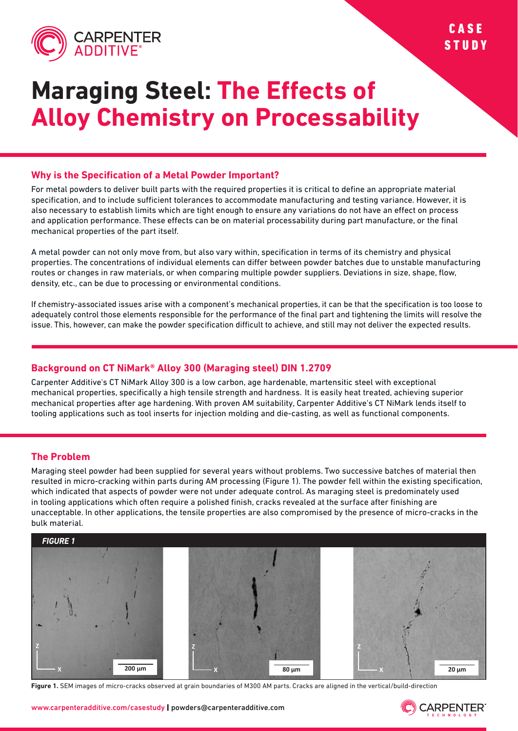CASE STUDY

# Maraging Steel: The Effects of Alloy Chemistry on Processability

## Why is the Specification of a Metal Powder Important?

For metal powders to deliver built parts with the required properties it is critical to define an appropriate material specification, and to include sufficient tolerances to accommodate manufacturing and testing variance. However, it is also necessary to establish limits which are tight enough to ensure any variations do not have an effect on process and application performance. These effects can be on material processability during part manufacture, or the final mechanical properties of the part itself.

A metal powder can not only move from, but also vary within, specification in terms of its chemistry and physical properties. The concentrations of individual elements can differ between powder batches due to unstable manufacturing routes or changes in raw materials, or when comparing multiple powder suppliers. Deviations in size, shape, flow, density, etc., can be due to processing or environmental conditions.

If chemistry-associated issues arise with a component's mechanical properties, it can be that the specification is too loose to adequately control those elements responsible for the performance of the final part and tightening the limits will resolve the issue. This, however, can make the powder specification difficult to achieve, and still may not deliver the expected results.

## Background on CT NiMark® Alloy 300 (Maraging steel) DIN 1.2709

Carpenter Additive's CT NiMark Alloy 300 is a low carbon, age hardenable, martensitic steel with exceptional mechanical properties, specifically a high tensile strength and hardness. It is easily heat treated, achieving superior mechanical properties after age hardening. With proven AM suitability, Carpenter Additive's CT NiMark lends itself to tooling applications such as tool inserts for injection molding and die-casting, as well as functional components.

## The Problem

Maraging steel powder had been supplied for several years without problems. Two successive batches of material then resulted in micro-cracking within parts during AM processing (Figure 1). The powder fell within the existing specification, which indicated that aspects of powder were not under adequate control. As maraging steel is predominately used in tooling applications which often require a polished finish, cracks revealed at the surface after finishing are unacceptable. In other applications, the tensile properties are also compromised by the presence of micro-cracks in the bulk material.

*FIGURE 1*

Z X 200 µm

Z X 80 µm

Z X 20 µm

**Figure 1.** SEM images of micro-cracks observed at grain boundaries of M300 AM parts. Cracks are aligned in the vertical/build-direction

www.carpenteradditive.com/casestudy | powders@carpenteradditive.com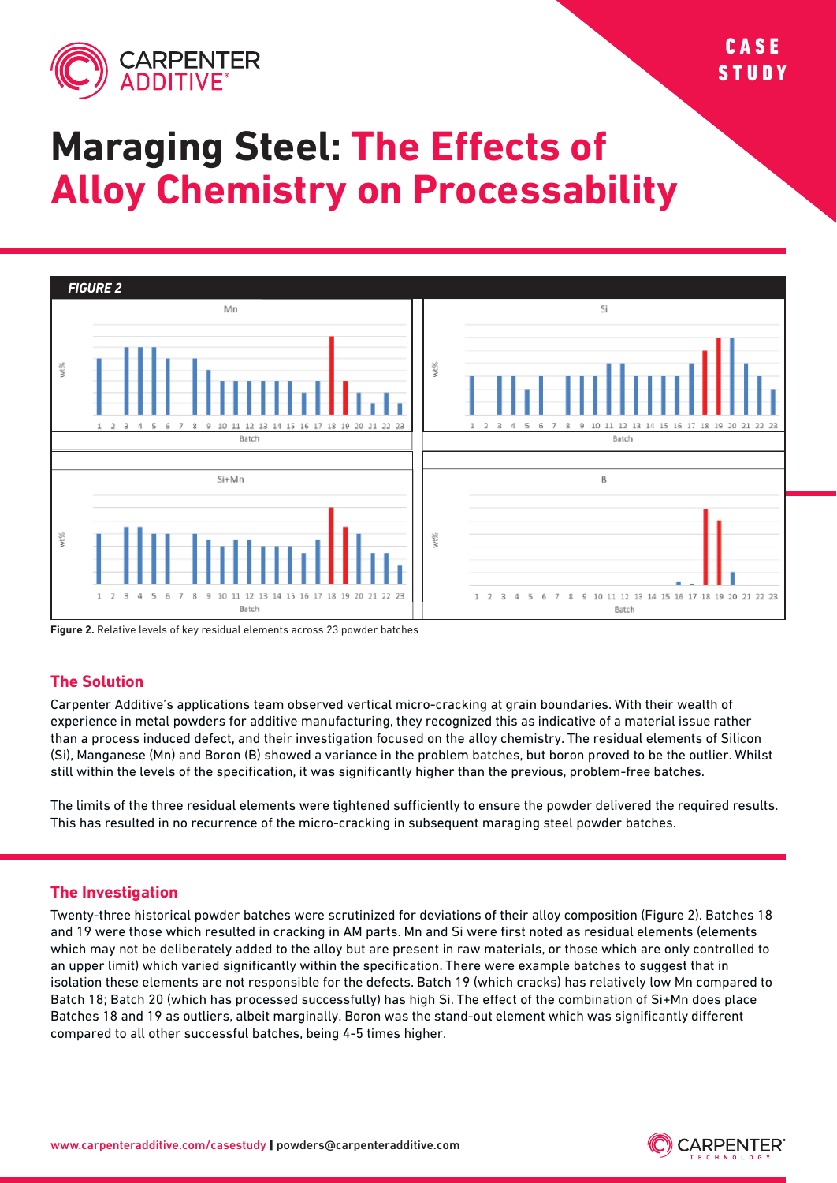# Maraging Steel: The Effects of Alloy Chemistry on Processability

CASE STUDY

FIGURE 2

Mn

wt%

1 2 3 4 5 6 7 8 9 10 11 12 13 14 15 16 17 18 19 20 21 22 23

Batch

Si

wt%

1 2 3 4 5 6 7 8 9 10 11 12 13 14 15 16 17 18 19 20 21 22 23

Batch

Si+Mn

wt%

1 2 3 4 5 6 7 8 9 10 11 12 13 14 15 16 17 18 19 20 21 22 23

Batch

B

wt%

1 2 3 4 5 6 7 8 9 10 11 12 13 14 15 16 17 18 19 20 21 22 23

Batch

**Figure 2.** Relative levels of key residual elements across 23 powder batches

## The Solution

Carpenter Additive's applications team observed vertical micro-cracking at grain boundaries. With their wealth of experience in metal powders for additive manufacturing, they recognized this as indicative of a material issue rather than a process induced defect, and their investigation focused on the alloy chemistry. The residual elements of Silicon (Si), Manganese (Mn) and Boron (B) showed a variance in the problem batches, but boron proved to be the outlier. Whilst still within the levels of the specification, it was significantly higher than the previous, problem-free batches.

The limits of the three residual elements were tightened sufficiently to ensure the powder delivered the required results. This has resulted in no recurrence of the micro-cracking in subsequent maraging steel powder batches.

## The Investigation

Twenty-three historical powder batches were scrutinized for deviations of their alloy composition (Figure 2). Batches 18 and 19 were those which resulted in cracking in AM parts. Mn and Si were first noted as residual elements (elements which may not be deliberately added to the alloy but are present in raw materials, or those which are only controlled to an upper limit) which varied significantly within the specification. There were example batches to suggest that in isolation these elements are not responsible for the defects. Batch 19 (which cracks) has relatively low Mn compared to Batch 18; Batch 20 (which has processed successfully) has high Si. The effect of the combination of Si+Mn does place Batches 18 and 19 as outliers, albeit marginally. Boron was the stand-out element which was significantly different compared to all other successful batches, being 4-5 times higher.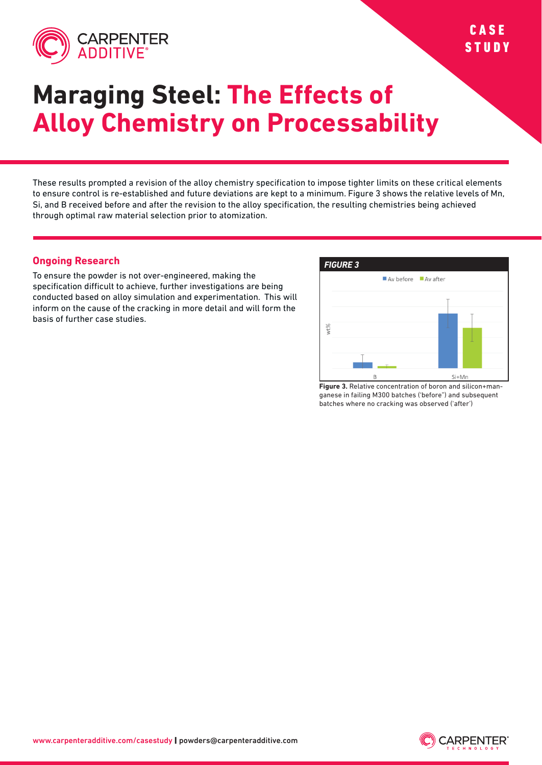# Maraging Steel: The Effects of Alloy Chemistry on Processability

These results prompted a revision of the alloy chemistry specification to impose tighter limits on these critical elements to ensure control is re-established and future deviations are kept to a minimum. Figure 3 shows the relative levels of Mn, Si, and B received before and after the revision to the alloy specification, the resulting chemistries being achieved through optimal raw material selection prior to atomization.

## Ongoing Research

To ensure the powder is not over-engineered, making the specification difficult to achieve, further investigations are being conducted based on alloy simulation and experimentation. This will inform on the cause of the cracking in more detail and will form the basis of further case studies.

*FIGURE 3*

Av before
Av after
wt%
B
Si+Mn

**Figure 3.** Relative concentration of boron and silicon+manganese in failing M300 batches ('before") and subsequent batches where no cracking was observed ('after')